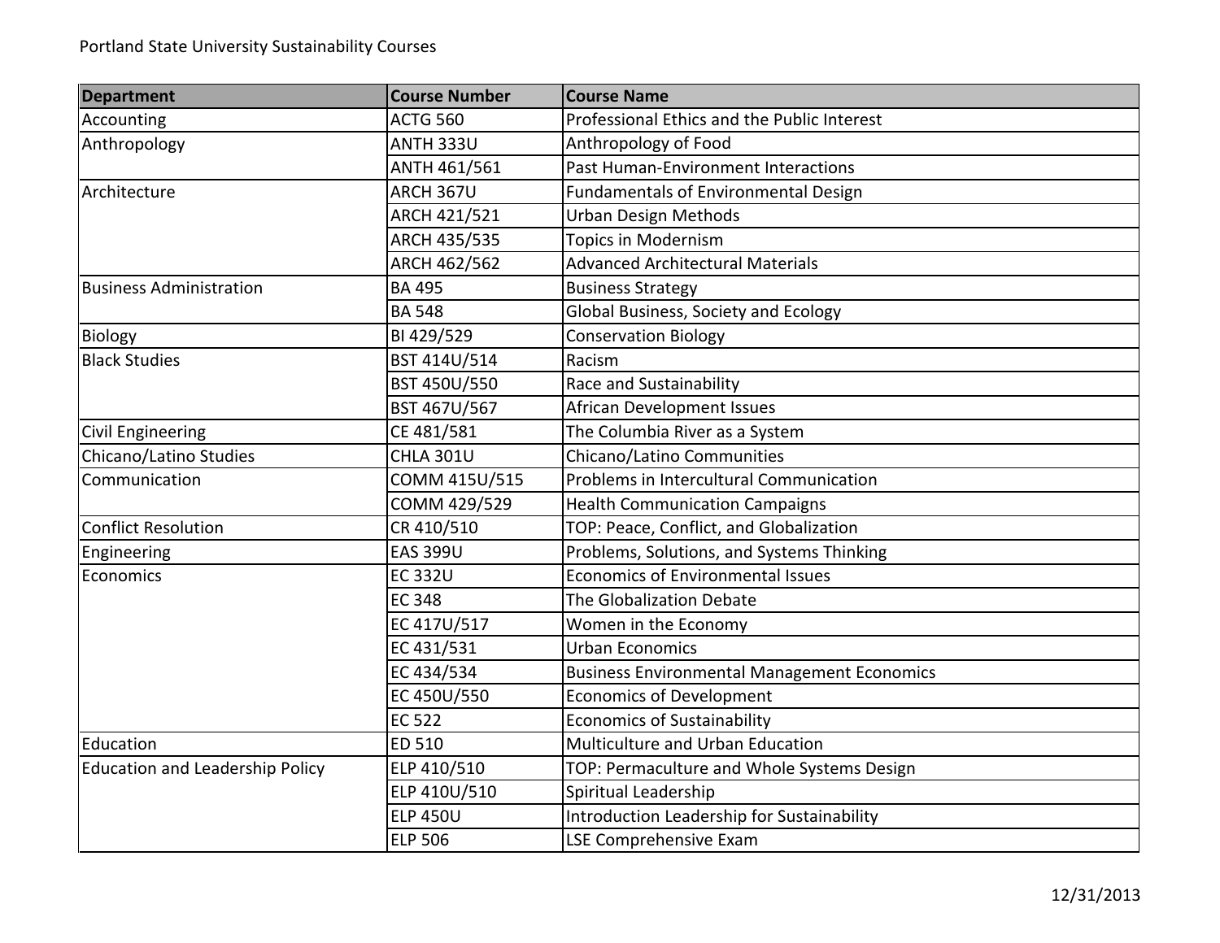Portland State University Sustainability Courses

| Department | Course Number | Course Name |
|---|---|---|
| Accounting | ACTG 560 | Professional Ethics and the Public Interest |
| Anthropology | ANTH 333U | Anthropology of Food |
| | ANTH 461/561 | Past Human-Environment Interactions |
| Architecture | ARCH 367U | Fundamentals of Environmental Design |
| | ARCH 421/521 | Urban Design Methods |
| | ARCH 435/535 | Topics in Modernism |
| | ARCH 462/562 | Advanced Architectural Materials |
| Business Administration | BA 495 | Business Strategy |
| | BA 548 | Global Business, Society and Ecology |
| Biology | BI 429/529 | Conservation Biology |
| Black Studies | BST 414U/514 | Racism |
| | BST 450U/550 | Race and Sustainability |
| | BST 467U/567 | African Development Issues |
| Civil Engineering | CE 481/581 | The Columbia River as a System |
| Chicano/Latino Studies | CHLA 301U | Chicano/Latino Communities |
| Communication | COMM 415U/515 | Problems in Intercultural Communication |
| | COMM 429/529 | Health Communication Campaigns |
| Conflict Resolution | CR 410/510 | TOP: Peace, Conflict, and Globalization |
| Engineering | EAS 399U | Problems, Solutions, and Systems Thinking |
| Economics | EC 332U | Economics of Environmental Issues |
| | EC 348 | The Globalization Debate |
| | EC 417U/517 | Women in the Economy |
| | EC 431/531 | Urban Economics |
| | EC 434/534 | Business Environmental Management Economics |
| | EC 450U/550 | Economics of Development |
| | EC 522 | Economics of Sustainability |
| Education | ED 510 | Multiculture and Urban Education |
| Education and Leadership Policy | ELP 410/510 | TOP: Permaculture and Whole Systems Design |
| | ELP 410U/510 | Spiritual Leadership |
| | ELP 450U | Introduction Leadership for Sustainability |
| | ELP 506 | LSE Comprehensive Exam |

12/31/2013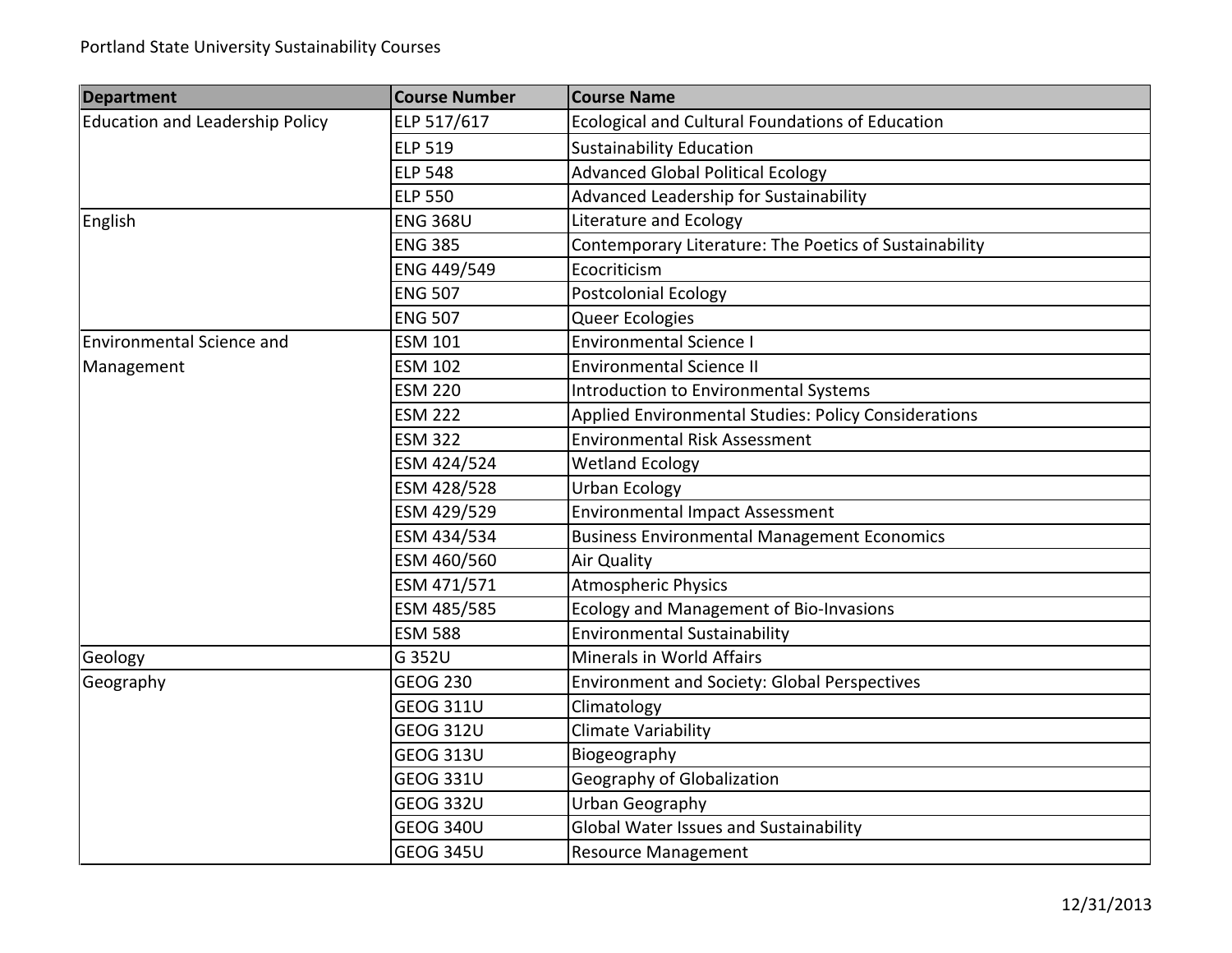| Department | Course Number | Course Name |
|---|---|---|
| Education and Leadership Policy | ELP 517/617 | Ecological and Cultural Foundations of Education |
| | ELP 519 | Sustainability Education |
| | ELP 548 | Advanced Global Political Ecology |
| | ELP 550 | Advanced Leadership for Sustainability |
| English | ENG 368U | Literature and Ecology |
| | ENG 385 | Contemporary Literature: The Poetics of Sustainability |
| | ENG 449/549 | Ecocriticism |
| | ENG 507 | Postcolonial Ecology |
| | ENG 507 | Queer Ecologies |
| Environmental Science and Management | ESM 101 | Environmental Science I |
| | ESM 102 | Environmental Science II |
| | ESM 220 | Introduction to Environmental Systems |
| | ESM 222 | Applied Environmental Studies: Policy Considerations |
| | ESM 322 | Environmental Risk Assessment |
| | ESM 424/524 | Wetland Ecology |
| | ESM 428/528 | Urban Ecology |
| | ESM 429/529 | Environmental Impact Assessment |
| | ESM 434/534 | Business Environmental Management Economics |
| | ESM 460/560 | Air Quality |
| | ESM 471/571 | Atmospheric Physics |
| | ESM 485/585 | Ecology and Management of Bio-Invasions |
| | ESM 588 | Environmental Sustainability |
| Geology | G 352U | Minerals in World Affairs |
| Geography | GEOG 230 | Environment and Society: Global Perspectives |
| | GEOG 311U | Climatology |
| | GEOG 312U | Climate Variability |
| | GEOG 313U | Biogeography |
| | GEOG 331U | Geography of Globalization |
| | GEOG 332U | Urban Geography |
| | GEOG 340U | Global Water Issues and Sustainability |
| | GEOG 345U | Resource Management |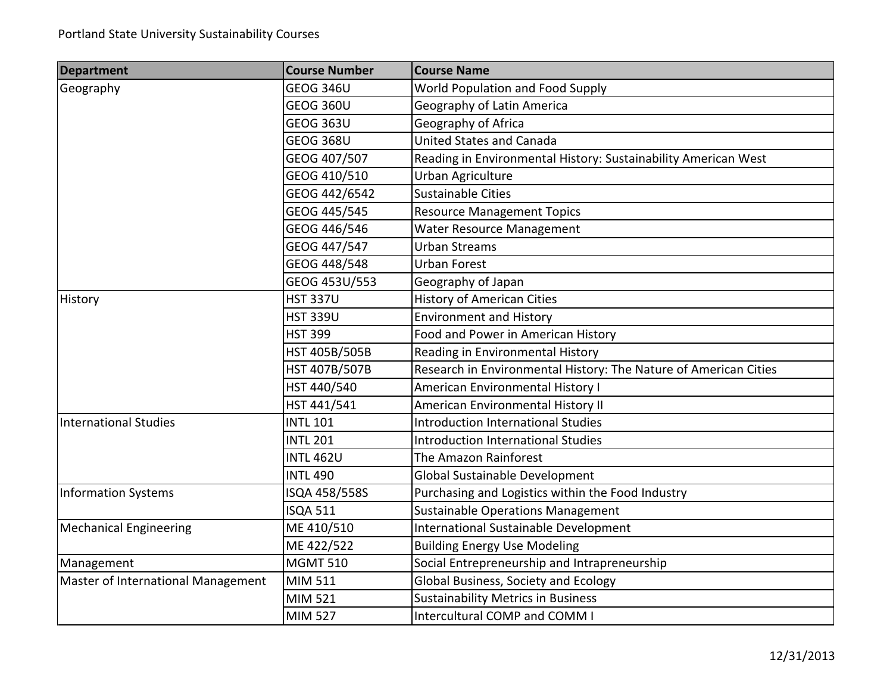| Department | Course Number | Course Name |
|---|---|---|
| Geography | GEOG 346U | World Population and Food Supply |
| | GEOG 360U | Geography of Latin America |
| | GEOG 363U | Geography of Africa |
| | GEOG 368U | United States and Canada |
| | GEOG 407/507 | Reading in Environmental History: Sustainability American West |
| | GEOG 410/510 | Urban Agriculture |
| | GEOG 442/6542 | Sustainable Cities |
| | GEOG 445/545 | Resource Management Topics |
| | GEOG 446/546 | Water Resource Management |
| | GEOG 447/547 | Urban Streams |
| | GEOG 448/548 | Urban Forest |
| | GEOG 453U/553 | Geography of Japan |
| History | HST 337U | History of American Cities |
| | HST 339U | Environment and History |
| | HST 399 | Food and Power in American History |
| | HST 405B/505B | Reading in Environmental History |
| | HST 407B/507B | Research in Environmental History: The Nature of American Cities |
| | HST 440/540 | American Environmental History I |
| | HST 441/541 | American Environmental History II |
| International Studies | INTL 101 | Introduction International Studies |
| | INTL 201 | Introduction International Studies |
| | INTL 462U | The Amazon Rainforest |
| | INTL 490 | Global Sustainable Development |
| Information Systems | ISQA 458/558S | Purchasing and Logistics within the Food Industry |
| | ISQA 511 | Sustainable Operations Management |
| Mechanical Engineering | ME 410/510 | International Sustainable Development |
| | ME 422/522 | Building Energy Use Modeling |
| Management | MGMT 510 | Social Entrepreneurship and Intrapreneurship |
| Master of International Management | MIM 511 | Global Business, Society and Ecology |
| | MIM 521 | Sustainability Metrics in Business |
| | MIM 527 | Intercultural COMP and COMM I |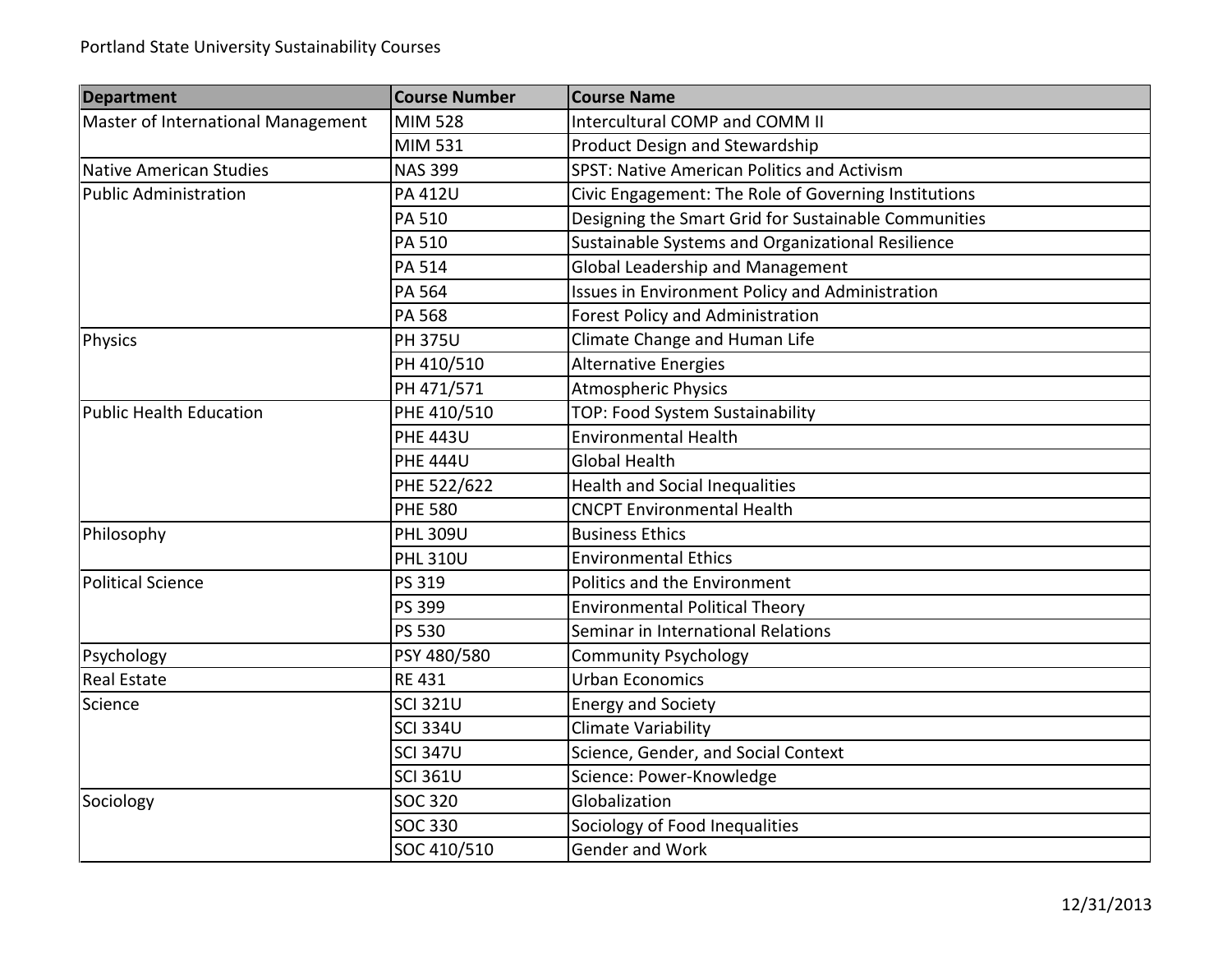Portland State University Sustainability Courses

| Department | Course Number | Course Name |
|---|---|---|
| Master of International Management | MIM 528 | Intercultural COMP and COMM II |
| | MIM 531 | Product Design and Stewardship |
| Native American Studies | NAS 399 | SPST: Native American Politics and Activism |
| Public Administration | PA 412U | Civic Engagement: The Role of Governing Institutions |
| | PA 510 | Designing the Smart Grid for Sustainable Communities |
| | PA 510 | Sustainable Systems and Organizational Resilience |
| | PA 514 | Global Leadership and Management |
| | PA 564 | Issues in Environment Policy and Administration |
| | PA 568 | Forest Policy and Administration |
| Physics | PH 375U | Climate Change and Human Life |
| | PH 410/510 | Alternative Energies |
| | PH 471/571 | Atmospheric Physics |
| Public Health Education | PHE 410/510 | TOP: Food System Sustainability |
| | PHE 443U | Environmental Health |
| | PHE 444U | Global Health |
| | PHE 522/622 | Health and Social Inequalities |
| | PHE 580 | CNCPT Environmental Health |
| Philosophy | PHL 309U | Business Ethics |
| | PHL 310U | Environmental Ethics |
| Political Science | PS 319 | Politics and the Environment |
| | PS 399 | Environmental Political Theory |
| | PS 530 | Seminar in International Relations |
| Psychology | PSY 480/580 | Community Psychology |
| Real Estate | RE 431 | Urban Economics |
| Science | SCI 321U | Energy and Society |
| | SCI 334U | Climate Variability |
| | SCI 347U | Science, Gender, and Social Context |
| | SCI 361U | Science: Power-Knowledge |
| Sociology | SOC 320 | Globalization |
| | SOC 330 | Sociology of Food Inequalities |
| | SOC 410/510 | Gender and Work |

12/31/2013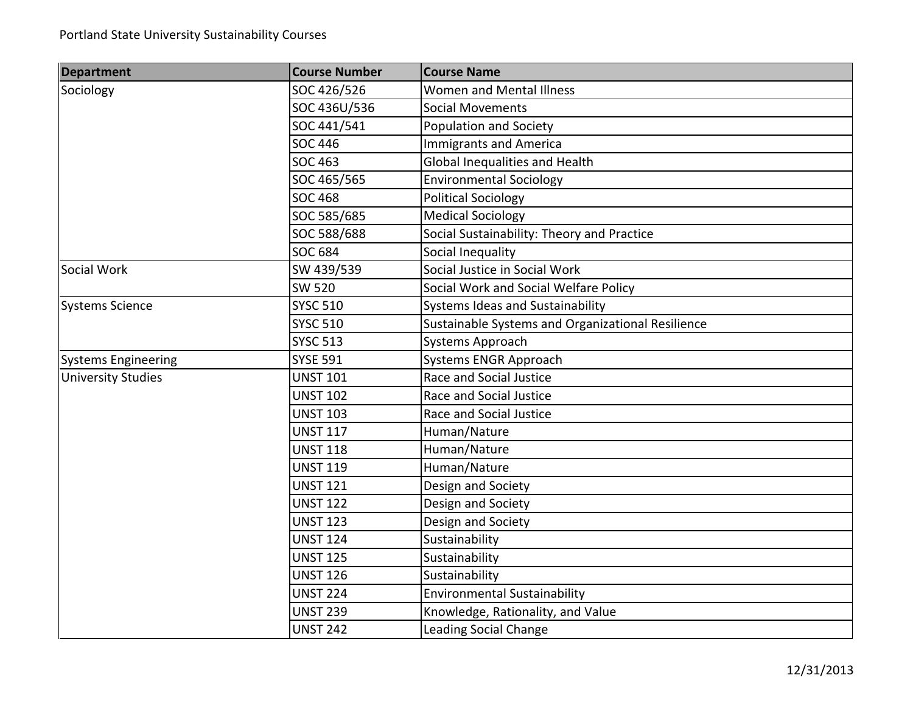| Department | Course Number | Course Name |
| --- | --- | --- |
| Sociology | SOC 426/526 | Women and Mental Illness |
| | SOC 436U/536 | Social Movements |
| | SOC 441/541 | Population and Society |
| | SOC 446 | Immigrants and America |
| | SOC 463 | Global Inequalities and Health |
| | SOC 465/565 | Environmental Sociology |
| | SOC 468 | Political Sociology |
| | SOC 585/685 | Medical Sociology |
| | SOC 588/688 | Social Sustainability: Theory and Practice |
| | SOC 684 | Social Inequality |
| Social Work | SW 439/539 | Social Justice in Social Work |
| | SW 520 | Social Work and Social Welfare Policy |
| Systems Science | SYSC 510 | Systems Ideas and Sustainability |
| | SYSC 510 | Sustainable Systems and Organizational Resilience |
| | SYSC 513 | Systems Approach |
| Systems Engineering | SYSE 591 | Systems ENGR Approach |
| University Studies | UNST 101 | Race and Social Justice |
| | UNST 102 | Race and Social Justice |
| | UNST 103 | Race and Social Justice |
| | UNST 117 | Human/Nature |
| | UNST 118 | Human/Nature |
| | UNST 119 | Human/Nature |
| | UNST 121 | Design and Society |
| | UNST 122 | Design and Society |
| | UNST 123 | Design and Society |
| | UNST 124 | Sustainability |
| | UNST 125 | Sustainability |
| | UNST 126 | Sustainability |
| | UNST 224 | Environmental Sustainability |
| | UNST 239 | Knowledge, Rationality, and Value |
| | UNST 242 | Leading Social Change |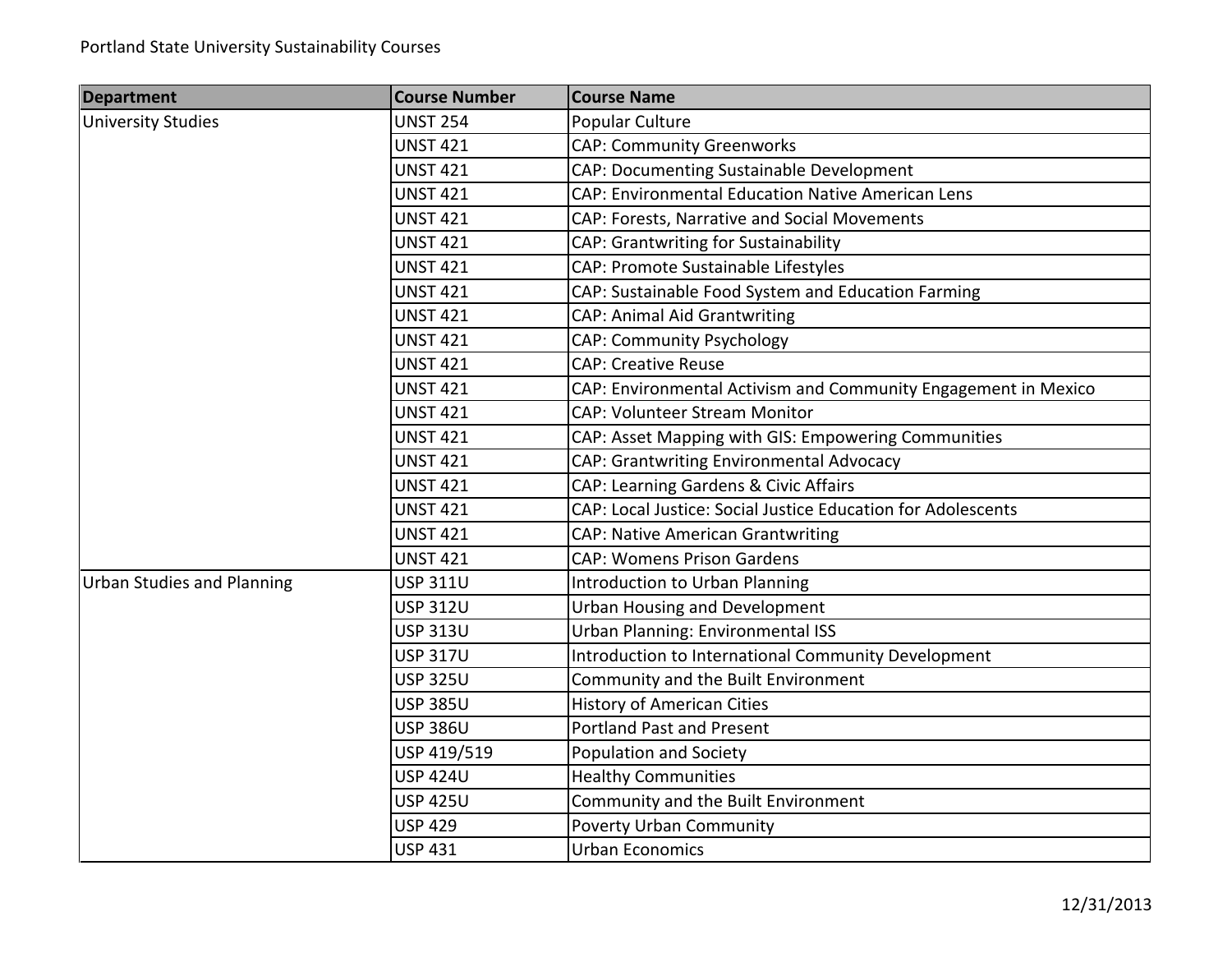| Department | Course Number | Course Name |
|---|---|---|
| University Studies | UNST 254 | Popular Culture |
| | UNST 421 | CAP: Community Greenworks |
| | UNST 421 | CAP: Documenting Sustainable Development |
| | UNST 421 | CAP: Environmental Education Native American Lens |
| | UNST 421 | CAP: Forests, Narrative and Social Movements |
| | UNST 421 | CAP: Grantwriting for Sustainability |
| | UNST 421 | CAP: Promote Sustainable Lifestyles |
| | UNST 421 | CAP: Sustainable Food System and Education Farming |
| | UNST 421 | CAP: Animal Aid Grantwriting |
| | UNST 421 | CAP: Community Psychology |
| | UNST 421 | CAP: Creative Reuse |
| | UNST 421 | CAP: Environmental Activism and Community Engagement in Mexico |
| | UNST 421 | CAP: Volunteer Stream Monitor |
| | UNST 421 | CAP: Asset Mapping with GIS: Empowering Communities |
| | UNST 421 | CAP: Grantwriting Environmental Advocacy |
| | UNST 421 | CAP: Learning Gardens & Civic Affairs |
| | UNST 421 | CAP: Local Justice: Social Justice Education for Adolescents |
| | UNST 421 | CAP: Native American Grantwriting |
| | UNST 421 | CAP: Womens Prison Gardens |
| Urban Studies and Planning | USP 311U | Introduction to Urban Planning |
| | USP 312U | Urban Housing and Development |
| | USP 313U | Urban Planning: Environmental ISS |
| | USP 317U | Introduction to International Community Development |
| | USP 325U | Community and the Built Environment |
| | USP 385U | History of American Cities |
| | USP 386U | Portland Past and Present |
| | USP 419/519 | Population and Society |
| | USP 424U | Healthy Communities |
| | USP 425U | Community and the Built Environment |
| | USP 429 | Poverty Urban Community |
| | USP 431 | Urban Economics |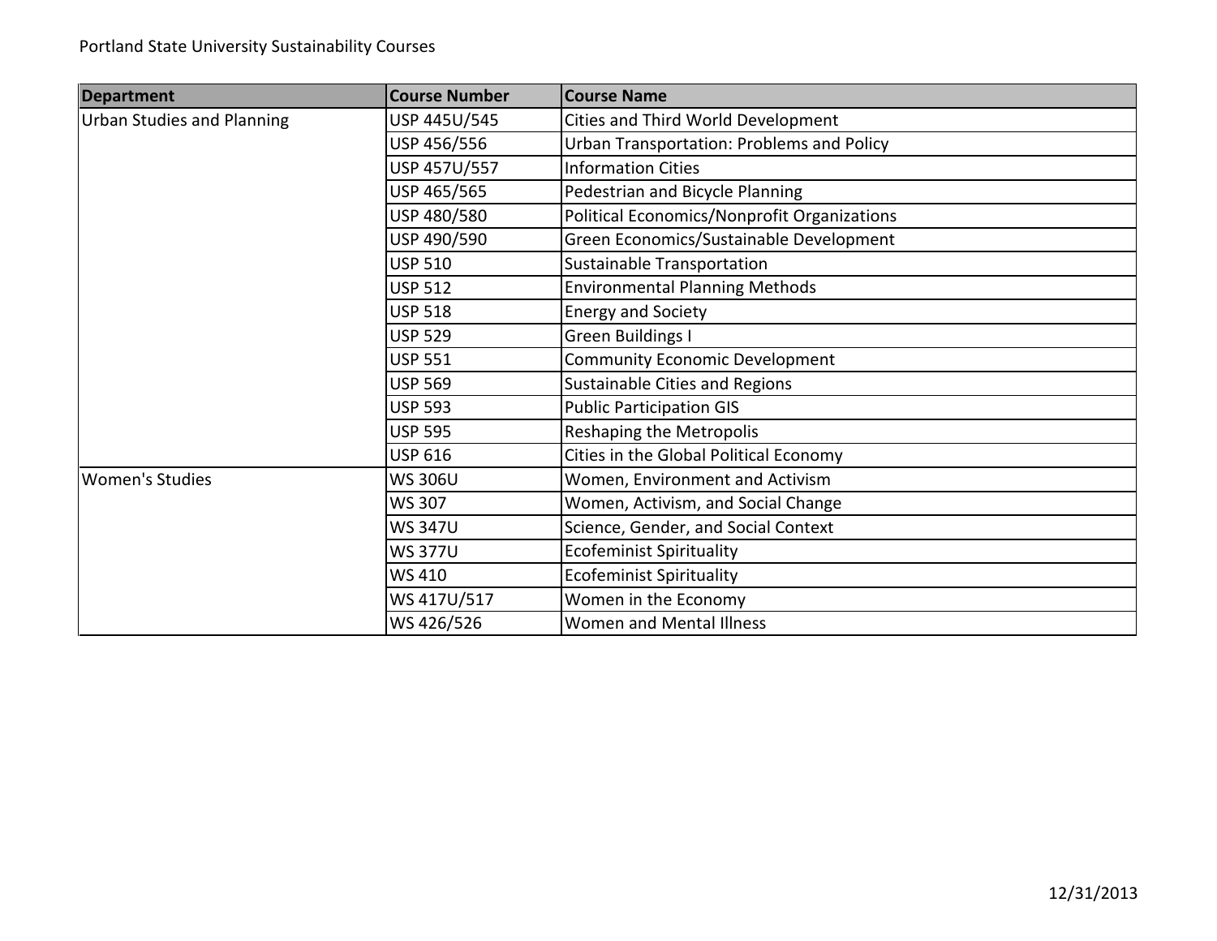| Department | Course Number | Course Name |
|---|---|---|
| Urban Studies and Planning | USP 445U/545 | Cities and Third World Development |
| | USP 456/556 | Urban Transportation: Problems and Policy |
| | USP 457U/557 | Information Cities |
| | USP 465/565 | Pedestrian and Bicycle Planning |
| | USP 480/580 | Political Economics/Nonprofit Organizations |
| | USP 490/590 | Green Economics/Sustainable Development |
| | USP 510 | Sustainable Transportation |
| | USP 512 | Environmental Planning Methods |
| | USP 518 | Energy and Society |
| | USP 529 | Green Buildings I |
| | USP 551 | Community Economic Development |
| | USP 569 | Sustainable Cities and Regions |
| | USP 593 | Public Participation GIS |
| | USP 595 | Reshaping the Metropolis |
| | USP 616 | Cities in the Global Political Economy |
| Women's Studies | WS 306U | Women, Environment and Activism |
| | WS 307 | Women, Activism, and Social Change |
| | WS 347U | Science, Gender, and Social Context |
| | WS 377U | Ecofeminist Spirituality |
| | WS 410 | Ecofeminist Spirituality |
| | WS 417U/517 | Women in the Economy |
| | WS 426/526 | Women and Mental Illness |